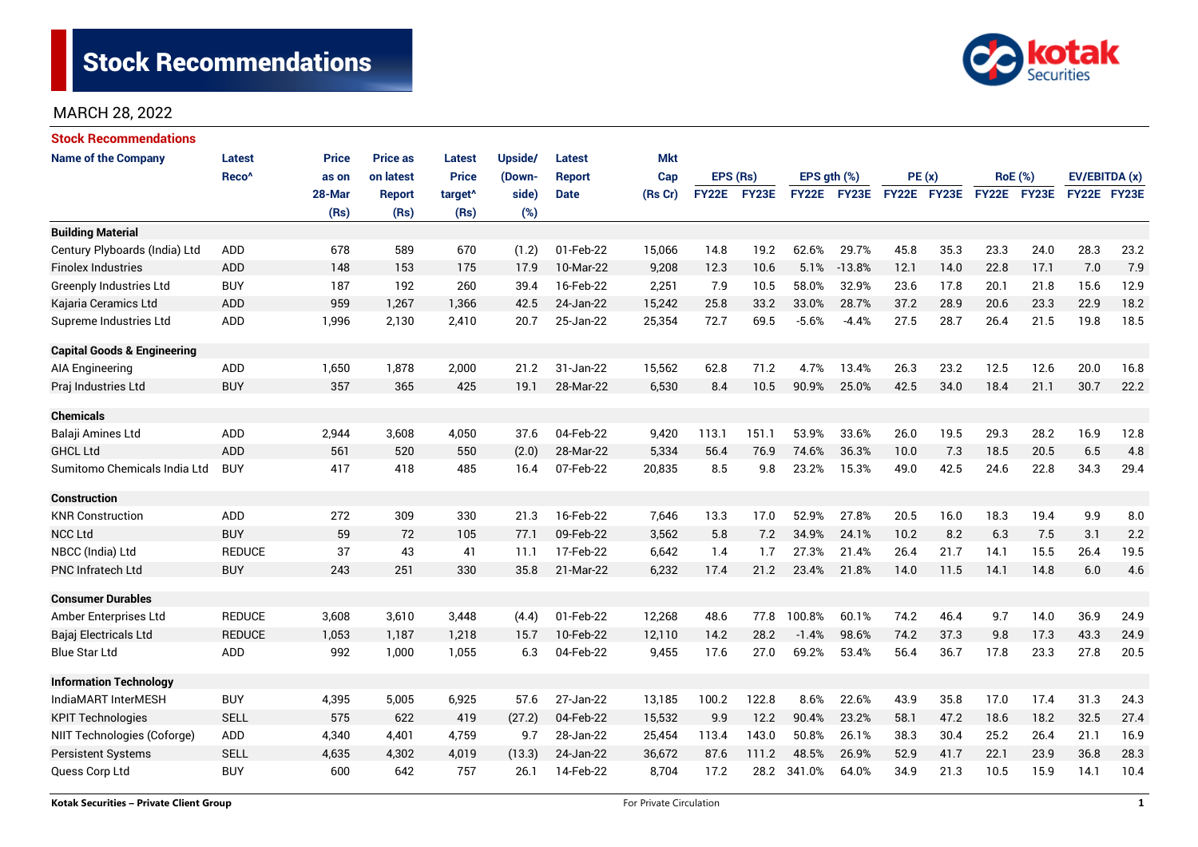# Stock Recommendations

MARCH 28, 2022

## Stock Recommendations

| Name of the Company | Latest Reco^ | Price as on 28-Mar (Rs) | Price as on latest Report (Rs) | Latest Price target^ (Rs) | Upside/ (Down-side) (%) | Latest Report Date | Mkt Cap (Rs Cr) | EPS (Rs) | | EPS gth (%) | | PE (x) | | RoE (%) | | EV/EBITDA (x) | |
|---|---|---|---|---|---|---|---|---|---|---|---|---|---|---|---|---|---|
| | | | | | | | | FY22E | FY23E | FY22E | FY23E | FY22E | FY23E | FY22E | FY23E | FY22E | FY23E |
| **Building Material** | | | | | | | | | | | | | | | | | |
| Century Plyboards (India) Ltd | ADD | 678 | 589 | 670 | (1.2) | 01-Feb-22 | 15,066 | 14.8 | 19.2 | 62.6% | 29.7% | 45.8 | 35.3 | 23.3 | 24.0 | 28.3 | 23.2 |
| Finolex Industries | ADD | 148 | 153 | 175 | 17.9 | 10-Mar-22 | 9,208 | 12.3 | 10.6 | 5.1% | -13.8% | 12.1 | 14.0 | 22.8 | 17.1 | 7.0 | 7.9 |
| Greenply Industries Ltd | BUY | 187 | 192 | 260 | 39.4 | 16-Feb-22 | 2,251 | 7.9 | 10.5 | 58.0% | 32.9% | 23.6 | 17.8 | 20.1 | 21.8 | 15.6 | 12.9 |
| Kajaria Ceramics Ltd | ADD | 959 | 1,267 | 1,366 | 42.5 | 24-Jan-22 | 15,242 | 25.8 | 33.2 | 33.0% | 28.7% | 37.2 | 28.9 | 20.6 | 23.3 | 22.9 | 18.2 |
| Supreme Industries Ltd | ADD | 1,996 | 2,130 | 2,410 | 20.7 | 25-Jan-22 | 25,354 | 72.7 | 69.5 | -5.6% | -4.4% | 27.5 | 28.7 | 26.4 | 21.5 | 19.8 | 18.5 |
| **Capital Goods & Engineering** | | | | | | | | | | | | | | | | | |
| AIA Engineering | ADD | 1,650 | 1,878 | 2,000 | 21.2 | 31-Jan-22 | 15,562 | 62.8 | 71.2 | 4.7% | 13.4% | 26.3 | 23.2 | 12.5 | 12.6 | 20.0 | 16.8 |
| Praj Industries Ltd | BUY | 357 | 365 | 425 | 19.1 | 28-Mar-22 | 6,530 | 8.4 | 10.5 | 90.9% | 25.0% | 42.5 | 34.0 | 18.4 | 21.1 | 30.7 | 22.2 |
| **Chemicals** | | | | | | | | | | | | | | | | | |
| Balaji Amines Ltd | ADD | 2,944 | 3,608 | 4,050 | 37.6 | 04-Feb-22 | 9,420 | 113.1 | 151.1 | 53.9% | 33.6% | 26.0 | 19.5 | 29.3 | 28.2 | 16.9 | 12.8 |
| GHCL Ltd | ADD | 561 | 520 | 550 | (2.0) | 28-Mar-22 | 5,334 | 56.4 | 76.9 | 74.6% | 36.3% | 10.0 | 7.3 | 18.5 | 20.5 | 6.5 | 4.8 |
| Sumitomo Chemicals India Ltd | BUY | 417 | 418 | 485 | 16.4 | 07-Feb-22 | 20,835 | 8.5 | 9.8 | 23.2% | 15.3% | 49.0 | 42.5 | 24.6 | 22.8 | 34.3 | 29.4 |
| **Construction** | | | | | | | | | | | | | | | | | |
| KNR Construction | ADD | 272 | 309 | 330 | 21.3 | 16-Feb-22 | 7,646 | 13.3 | 17.0 | 52.9% | 27.8% | 20.5 | 16.0 | 18.3 | 19.4 | 9.9 | 8.0 |
| NCC Ltd | BUY | 59 | 72 | 105 | 77.1 | 09-Feb-22 | 3,562 | 5.8 | 7.2 | 34.9% | 24.1% | 10.2 | 8.2 | 6.3 | 7.5 | 3.1 | 2.2 |
| NBCC (India) Ltd | REDUCE | 37 | 43 | 41 | 11.1 | 17-Feb-22 | 6,642 | 1.4 | 1.7 | 27.3% | 21.4% | 26.4 | 21.7 | 14.1 | 15.5 | 26.4 | 19.5 |
| PNC Infratech Ltd | BUY | 243 | 251 | 330 | 35.8 | 21-Mar-22 | 6,232 | 17.4 | 21.2 | 23.4% | 21.8% | 14.0 | 11.5 | 14.1 | 14.8 | 6.0 | 4.6 |
| **Consumer Durables** | | | | | | | | | | | | | | | | | |
| Amber Enterprises Ltd | REDUCE | 3,608 | 3,610 | 3,448 | (4.4) | 01-Feb-22 | 12,268 | 48.6 | 77.8 | 100.8% | 60.1% | 74.2 | 46.4 | 9.7 | 14.0 | 36.9 | 24.9 |
| Bajaj Electricals Ltd | REDUCE | 1,053 | 1,187 | 1,218 | 15.7 | 10-Feb-22 | 12,110 | 14.2 | 28.2 | -1.4% | 98.6% | 74.2 | 37.3 | 9.8 | 17.3 | 43.3 | 24.9 |
| Blue Star Ltd | ADD | 992 | 1,000 | 1,055 | 6.3 | 04-Feb-22 | 9,455 | 17.6 | 27.0 | 69.2% | 53.4% | 56.4 | 36.7 | 17.8 | 23.3 | 27.8 | 20.5 |
| **Information Technology** | | | | | | | | | | | | | | | | | |
| IndiaMART InterMESH | BUY | 4,395 | 5,005 | 6,925 | 57.6 | 27-Jan-22 | 13,185 | 100.2 | 122.8 | 8.6% | 22.6% | 43.9 | 35.8 | 17.0 | 17.4 | 31.3 | 24.3 |
| KPIT Technologies | SELL | 575 | 622 | 419 | (27.2) | 04-Feb-22 | 15,532 | 9.9 | 12.2 | 90.4% | 23.2% | 58.1 | 47.2 | 18.6 | 18.2 | 32.5 | 27.4 |
| NIIT Technologies (Coforge) | ADD | 4,340 | 4,401 | 4,759 | 9.7 | 28-Jan-22 | 25,454 | 113.4 | 143.0 | 50.8% | 26.1% | 38.3 | 30.4 | 25.2 | 26.4 | 21.1 | 16.9 |
| Persistent Systems | SELL | 4,635 | 4,302 | 4,019 | (13.3) | 24-Jan-22 | 36,672 | 87.6 | 111.2 | 48.5% | 26.9% | 52.9 | 41.7 | 22.1 | 23.9 | 36.8 | 28.3 |
| Quess Corp Ltd | BUY | 600 | 642 | 757 | 26.1 | 14-Feb-22 | 8,704 | 17.2 | 28.2 | 341.0% | 64.0% | 34.9 | 21.3 | 10.5 | 15.9 | 14.1 | 10.4 |

Kotak Securities – Private Client Group

For Private Circulation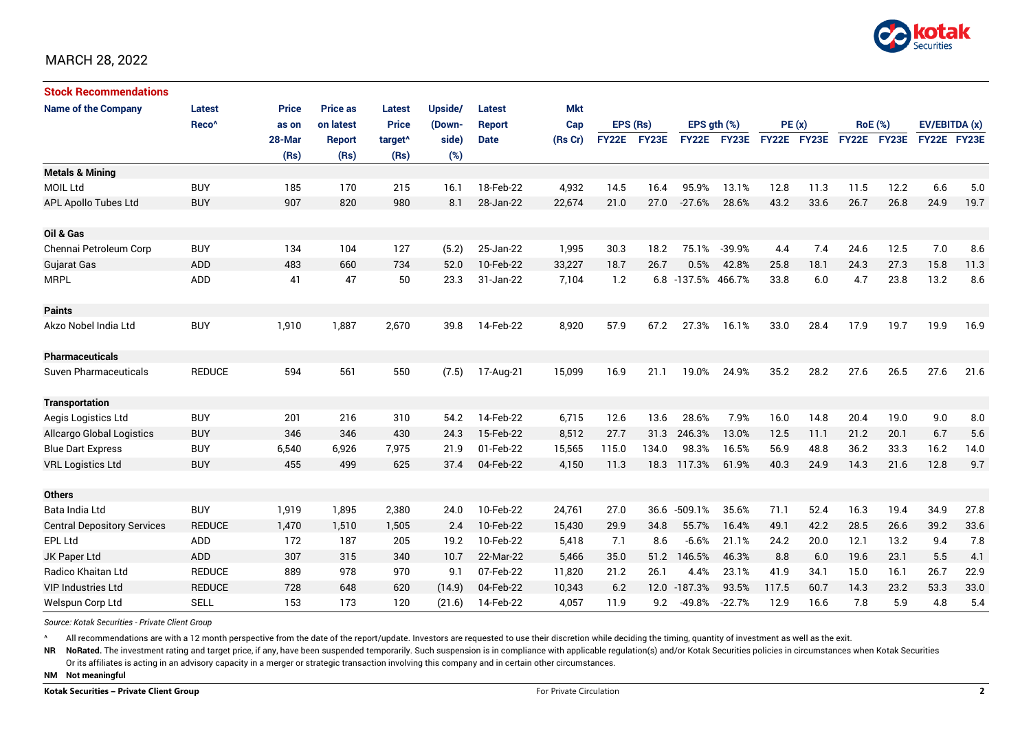MARCH 28, 2022

## Stock Recommendations

| Name of the Company | Latest Reco^ | Price as on 28-Mar (Rs) | Price as on latest Report (Rs) | Latest Price target^ (Rs) | Upside/ (Down-side) (%) | Latest Report Date | Mkt Cap (Rs Cr) | EPS (Rs) FY22E | EPS (Rs) FY23E | EPS gth (%) FY22E | EPS gth (%) FY23E | PE (x) FY22E | PE (x) FY23E | RoE (%) FY22E | RoE (%) FY23E | EV/EBITDA (x) FY22E | EV/EBITDA (x) FY23E |
|---|---|---|---|---|---|---|---|---|---|---|---|---|---|---|---|---|---|
| **Metals & Mining** | | | | | | | | | | | | | | | | | |
| MOIL Ltd | BUY | 185 | 170 | 215 | 16.1 | 18-Feb-22 | 4,932 | 14.5 | 16.4 | 95.9% | 13.1% | 12.8 | 11.3 | 11.5 | 12.2 | 6.6 | 5.0 |
| APL Apollo Tubes Ltd | BUY | 907 | 820 | 980 | 8.1 | 28-Jan-22 | 22,674 | 21.0 | 27.0 | -27.6% | 28.6% | 43.2 | 33.6 | 26.7 | 26.8 | 24.9 | 19.7 |
| **Oil & Gas** | | | | | | | | | | | | | | | | | |
| Chennai Petroleum Corp | BUY | 134 | 104 | 127 | (5.2) | 25-Jan-22 | 1,995 | 30.3 | 18.2 | 75.1% | -39.9% | 4.4 | 7.4 | 24.6 | 12.5 | 7.0 | 8.6 |
| Gujarat Gas | ADD | 483 | 660 | 734 | 52.0 | 10-Feb-22 | 33,227 | 18.7 | 26.7 | 0.5% | 42.8% | 25.8 | 18.1 | 24.3 | 27.3 | 15.8 | 11.3 |
| MRPL | ADD | 41 | 47 | 50 | 23.3 | 31-Jan-22 | 7,104 | 1.2 | 6.8 | -137.5% | 466.7% | 33.8 | 6.0 | 4.7 | 23.8 | 13.2 | 8.6 |
| **Paints** | | | | | | | | | | | | | | | | | |
| Akzo Nobel India Ltd | BUY | 1,910 | 1,887 | 2,670 | 39.8 | 14-Feb-22 | 8,920 | 57.9 | 67.2 | 27.3% | 16.1% | 33.0 | 28.4 | 17.9 | 19.7 | 19.9 | 16.9 |
| **Pharmaceuticals** | | | | | | | | | | | | | | | | | |
| Suven Pharmaceuticals | REDUCE | 594 | 561 | 550 | (7.5) | 17-Aug-21 | 15,099 | 16.9 | 21.1 | 19.0% | 24.9% | 35.2 | 28.2 | 27.6 | 26.5 | 27.6 | 21.6 |
| **Transportation** | | | | | | | | | | | | | | | | | |
| Aegis Logistics Ltd | BUY | 201 | 216 | 310 | 54.2 | 14-Feb-22 | 6,715 | 12.6 | 13.6 | 28.6% | 7.9% | 16.0 | 14.8 | 20.4 | 19.0 | 9.0 | 8.0 |
| Allcargo Global Logistics | BUY | 346 | 346 | 430 | 24.3 | 15-Feb-22 | 8,512 | 27.7 | 31.3 | 246.3% | 13.0% | 12.5 | 11.1 | 21.2 | 20.1 | 6.7 | 5.6 |
| Blue Dart Express | BUY | 6,540 | 6,926 | 7,975 | 21.9 | 01-Feb-22 | 15,565 | 115.0 | 134.0 | 98.3% | 16.5% | 56.9 | 48.8 | 36.2 | 33.3 | 16.2 | 14.0 |
| VRL Logistics Ltd | BUY | 455 | 499 | 625 | 37.4 | 04-Feb-22 | 4,150 | 11.3 | 18.3 | 117.3% | 61.9% | 40.3 | 24.9 | 14.3 | 21.6 | 12.8 | 9.7 |
| **Others** | | | | | | | | | | | | | | | | | |
| Bata India Ltd | BUY | 1,919 | 1,895 | 2,380 | 24.0 | 10-Feb-22 | 24,761 | 27.0 | 36.6 | -509.1% | 35.6% | 71.1 | 52.4 | 16.3 | 19.4 | 34.9 | 27.8 |
| Central Depository Services | REDUCE | 1,470 | 1,510 | 1,505 | 2.4 | 10-Feb-22 | 15,430 | 29.9 | 34.8 | 55.7% | 16.4% | 49.1 | 42.2 | 28.5 | 26.6 | 39.2 | 33.6 |
| EPL Ltd | ADD | 172 | 187 | 205 | 19.2 | 10-Feb-22 | 5,418 | 7.1 | 8.6 | -6.6% | 21.1% | 24.2 | 20.0 | 12.1 | 13.2 | 9.4 | 7.8 |
| JK Paper Ltd | ADD | 307 | 315 | 340 | 10.7 | 22-Mar-22 | 5,466 | 35.0 | 51.2 | 146.5% | 46.3% | 8.8 | 6.0 | 19.6 | 23.1 | 5.5 | 4.1 |
| Radico Khaitan Ltd | REDUCE | 889 | 978 | 970 | 9.1 | 07-Feb-22 | 11,820 | 21.2 | 26.1 | 4.4% | 23.1% | 41.9 | 34.1 | 15.0 | 16.1 | 26.7 | 22.9 |
| VIP Industries Ltd | REDUCE | 728 | 648 | 620 | (14.9) | 04-Feb-22 | 10,343 | 6.2 | 12.0 | -187.3% | 93.5% | 117.5 | 60.7 | 14.3 | 23.2 | 53.3 | 33.0 |
| Welspun Corp Ltd | SELL | 153 | 173 | 120 | (21.6) | 14-Feb-22 | 4,057 | 11.9 | 9.2 | -49.8% | -22.7% | 12.9 | 16.6 | 7.8 | 5.9 | 4.8 | 5.4 |

*Source: Kotak Securities - Private Client Group*

^ All recommendations are with a 12 month perspective from the date of the report/update. Investors are requested to use their discretion while deciding the timing, quantity of investment as well as the exit.

**NR** **NoRated.** The investment rating and target price, if any, have been suspended temporarily. Such suspension is in compliance with applicable regulation(s) and/or Kotak Securities policies in circumstances when Kotak Securities Or its affiliates is acting in an advisory capacity in a merger or strategic transaction involving this company and in certain other circumstances.

**NM** **Not meaningful**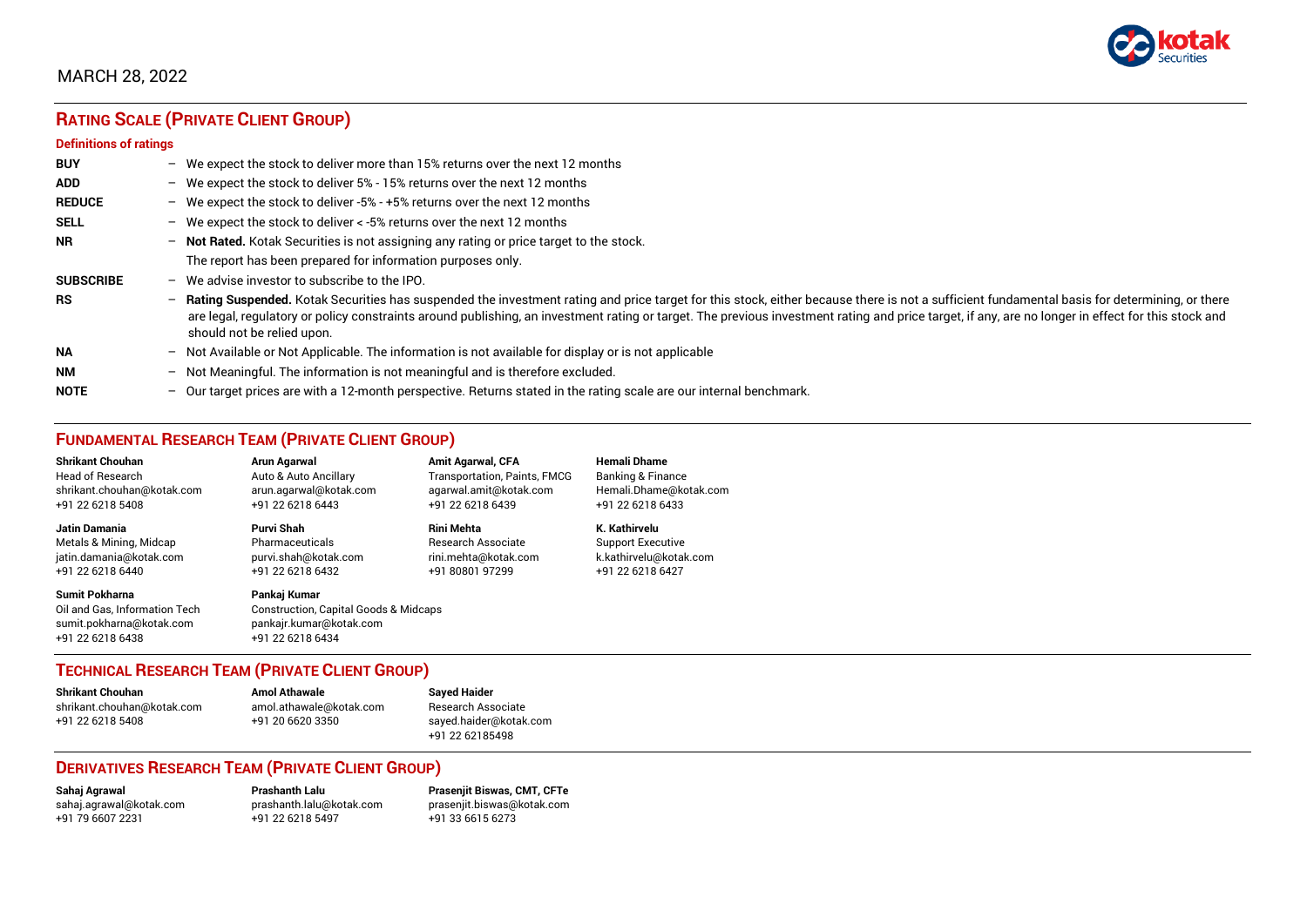MARCH 28, 2022

## RATING SCALE (PRIVATE CLIENT GROUP)

### Definitions of ratings

| | | |
|---|---|---|
| **BUY** | – | We expect the stock to deliver more than 15% returns over the next 12 months |
| **ADD** | – | We expect the stock to deliver 5% - 15% returns over the next 12 months |
| **REDUCE** | – | We expect the stock to deliver -5% - +5% returns over the next 12 months |
| **SELL** | – | We expect the stock to deliver < -5% returns over the next 12 months |
| **NR** | – | **Not Rated.** Kotak Securities is not assigning any rating or price target to the stock. The report has been prepared for information purposes only. |
| **SUBSCRIBE** | – | We advise investor to subscribe to the IPO. |
| **RS** | – | **Rating Suspended.** Kotak Securities has suspended the investment rating and price target for this stock, either because there is not a sufficient fundamental basis for determining, or there are legal, regulatory or policy constraints around publishing, an investment rating or target. The previous investment rating and price target, if any, are no longer in effect for this stock and should not be relied upon. |
| **NA** | – | Not Available or Not Applicable. The information is not available for display or is not applicable |
| **NM** | – | Not Meaningful. The information is not meaningful and is therefore excluded. |
| **NOTE** | – | Our target prices are with a 12-month perspective. Returns stated in the rating scale are our internal benchmark. |

## FUNDAMENTAL RESEARCH TEAM (PRIVATE CLIENT GROUP)

**Shrikant Chouhan**
Head of Research
shrikant.chouhan@kotak.com
+91 22 6218 5408

**Arun Agarwal**
Auto & Auto Ancillary
arun.agarwal@kotak.com
+91 22 6218 6443

**Amit Agarwal, CFA**
Transportation, Paints, FMCG
agarwal.amit@kotak.com
+91 22 6218 6439

**Hemali Dhame**
Banking & Finance
Hemali.Dhame@kotak.com
+91 22 6218 6433

**Jatin Damania**
Metals & Mining, Midcap
jatin.damania@kotak.com
+91 22 6218 6440

**Purvi Shah**
Pharmaceuticals
purvi.shah@kotak.com
+91 22 6218 6432

**Rini Mehta**
Research Associate
rini.mehta@kotak.com
+91 80801 97299

**K. Kathirvelu**
Support Executive
k.kathirvelu@kotak.com
+91 22 6218 6427

**Sumit Pokharna**
Oil and Gas, Information Tech
sumit.pokharna@kotak.com
+91 22 6218 6438

**Pankaj Kumar**
Construction, Capital Goods & Midcaps
pankajr.kumar@kotak.com
+91 22 6218 6434

## TECHNICAL RESEARCH TEAM (PRIVATE CLIENT GROUP)

**Shrikant Chouhan**
shrikant.chouhan@kotak.com
+91 22 6218 5408

**Amol Athawale**
amol.athawale@kotak.com
+91 20 6620 3350

**Sayed Haider**
Research Associate
sayed.haider@kotak.com
+91 22 62185498

## DERIVATIVES RESEARCH TEAM (PRIVATE CLIENT GROUP)

**Sahaj Agrawal**
sahaj.agrawal@kotak.com
+91 79 6607 2231

**Prashanth Lalu**
prashanth.lalu@kotak.com
+91 22 6218 5497

**Prasenjit Biswas, CMT, CFTe**
prasenjit.biswas@kotak.com
+91 33 6615 6273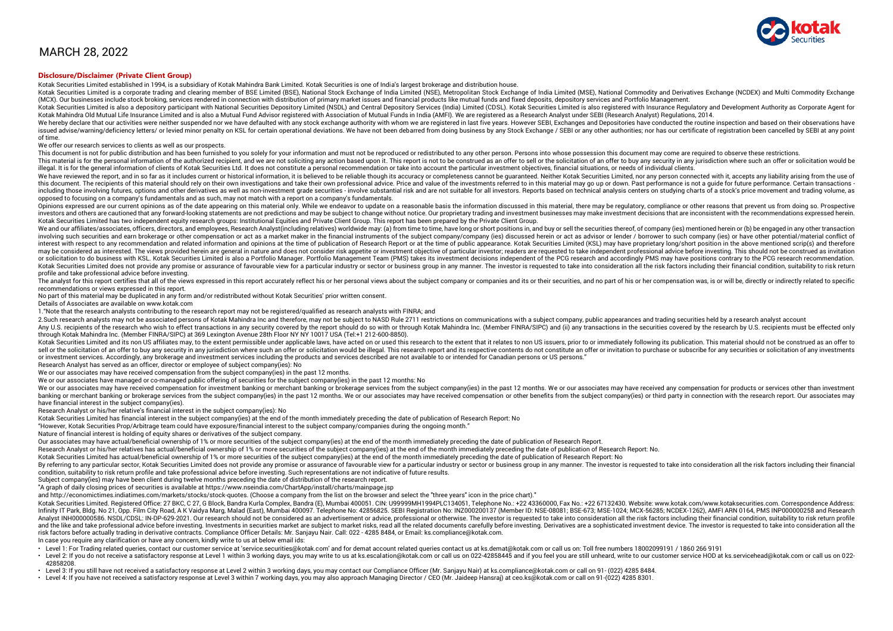MARCH 28, 2022

#### Disclosure/Disclaimer (Private Client Group)

Kotak Securities Limited established in 1994, is a subsidiary of Kotak Mahindra Bank Limited. Kotak Securities is one of India's largest brokerage and distribution house.

Kotak Securities Limited is a corporate trading and clearing member of BSE Limited (BSE), National Stock Exchange of India Limited (NSE), Metropolitan Stock Exchange of India Limited (MSE), National Commodity and Derivatives Exchange (NCDEX) and Multi Commodity Exchange (MCX). Our businesses include stock broking, services rendered in connection with distribution of primary market issues and financial products like mutual funds and fixed deposits, depository services and Portfolio Management.

Kotak Securities Limited is also a depository participant with National Securities Depository Limited (NSDL) and Central Depository Services (India) Limited (CDSL). Kotak Securities Limited is also registered with Insurance Regulatory and Development Authority as Corporate Agent for Kotak Mahindra Old Mutual Life Insurance Limited and is also a Mutual Fund Advisor registered with Association of Mutual Funds in India (AMFI). We are registered as a Research Analyst under SEBI (Research Analyst) Regulations, 2014.

We hereby declare that our activities were neither suspended nor we have defaulted with any stock exchange authority with whom we are registered in last five years. However SEBI, Exchanges and Depositories have conducted the routine inspection and based on their observations have issued advise/warning/deficiency letters/ or levied minor penalty on KSL for certain operational deviations. We have not been debarred from doing business by any Stock Exchange / SEBI or any other authorities; nor has our certificate of registration been cancelled by SEBI at any point of time.

We offer our research services to clients as well as our prospects.

This document is not for public distribution and has been furnished to you solely for your information and must not be reproduced or redistributed to any other person. Persons into whose possession this document may come are required to observe these restrictions.

This material is for the personal information of the authorized recipient, and we are not soliciting any action based upon it. This report is not to be construed as an offer to sell or the solicitation of an offer to buy any security in any jurisdiction where such an offer or solicitation would be illegal. It is for the general information of clients of Kotak Securities Ltd. It does not constitute a personal recommendation or take into account the particular investment objectives, financial situations, or needs of individual clients.

We have reviewed the report, and in so far as it includes current or historical information, it is believed to be reliable though its accuracy or completeness cannot be guaranteed. Neither Kotak Securities Limited, nor any person connected with it, accepts any liability arising from the use of this document. The recipients of this material should rely on their own investigations and take their own professional advice. Price and value of the investments referred to in this material may go up or down. Past performance is not a guide for future performance. Certain transactions - including those involving futures, options and other derivatives as well as non-investment grade securities - involve substantial risk and are not suitable for all investors. Reports based on technical analysis centers on studying charts of a stock's price movement and trading volume, as opposed to focusing on a company's fundamentals and as such, may not match with a report on a company's fundamentals.

Opinions expressed are our current opinions as of the date appearing on this material only. While we endeavor to update on a reasonable basis the information discussed in this material, there may be regulatory, compliance or other reasons that prevent us from doing so. Prospective investors and others are cautioned that any forward-looking statements are not predictions and may be subject to change without notice. Our proprietary trading and investment businesses may make investment decisions that are inconsistent with the recommendations expressed herein. Kotak Securities Limited has two independent equity research groups: Institutional Equities and Private Client Group. This report has been prepared by the Private Client Group.

We and our affiliates/associates, officers, directors, and employees, Research Analyst(including relatives) worldwide may: (a) from time to time, have long or short positions in, and buy or sell the securities thereof, of company (ies) mentioned herein or (b) be engaged in any other transaction involving such securities and earn brokerage or other compensation or act as a market maker in the financial instruments of the subject company/company (ies) discussed herein or act as advisor or lender / borrower to such company (ies) or have other potential/material conflict of interest with respect to any recommendation and related information and opinions at the time of publication of Research Report or at the time of public appearance. Kotak Securities Limited (KSL) may have proprietary long/short position in the above mentioned scrip(s) and therefore may be considered as interested. The views provided herein are general in nature and does not consider risk appetite or investment objective of particular investor; readers are requested to take independent professional advice before investing. This should not be construed as invitation or solicitation to do business with KSL. Kotak Securities Limited is also a Portfolio Manager. Portfolio Management Team (PMS) takes its investment decisions independent of the PCG research and accordingly PMS may have positions contrary to the PCG research recommendation. Kotak Securities Limited does not provide any promise or assurance of favourable view for a particular industry or sector or business group in any manner. The investor is requested to take into consideration all the risk factors including their financial condition, suitability to risk return profile and take professional advice before investing.

The analyst for this report certifies that all of the views expressed in this report accurately reflect his or her personal views about the subject company or companies and its or their securities, and no part of his or her compensation was, is or will be, directly or indirectly related to specific recommendations or views expressed in this report.

No part of this material may be duplicated in any form and/or redistributed without Kotak Securities' prior written consent.

Details of Associates are available on www.kotak.com

1."Note that the research analysts contributing to the research report may not be registered/qualified as research analysts with FINRA; and

2.Such research analysts may not be associated persons of Kotak Mahindra Inc and therefore, may not be subject to NASD Rule 2711 restrictions on communications with a subject company, public appearances and trading securities held by a research analyst account

Any U.S. recipients of the research who wish to effect transactions in any security covered by the report should do so with or through Kotak Mahindra Inc. (Member FINRA/SIPC) and (ii) any transactions in the securities covered by the research by U.S. recipients must be effected only through Kotak Mahindra Inc. (Member FINRA/SIPC) at 369 Lexington Avenue 28th Floor NY NY 10017 USA (Tel:+1 212-600-8850).

Kotak Securities Limited and its non US affiliates may, to the extent permissible under applicable laws, have acted on or used this research to the extent that it relates to non US issuers, prior to or immediately following its publication. This material should not be construed as an offer to sell or the solicitation of an offer to buy any security in any jurisdiction where such an offer or solicitation would be illegal. This research report and its respective contents do not constitute an offer or invitation to purchase or subscribe for any securities or solicitation of any investments or investment services. Accordingly, any brokerage and investment services including the products and services described are not available to or intended for Canadian persons or US persons."

Research Analyst has served as an officer, director or employee of subject company(ies): No

We or our associates may have received compensation from the subject company(ies) in the past 12 months.

We or our associates have managed or co-managed public offering of securities for the subject company(ies) in the past 12 months: No

We or our associates may have received compensation for investment banking or merchant banking or brokerage services from the subject company(ies) in the past 12 months. We or our associates may have received any compensation for products or services other than investment banking or merchant banking or brokerage services from the subject company(ies) in the past 12 months. We or our associates may have received compensation or other benefits from the subject company(ies) or third party in connection with the research report. Our associates may have financial interest in the subject company(ies).

Research Analyst or his/her relative's financial interest in the subject company(ies): No

Kotak Securities Limited has financial interest in the subject company(ies) at the end of the month immediately preceding the date of publication of Research Report: No

"However, Kotak Securities Prop/Arbitrage team could have exposure/financial interest to the subject company/companies during the ongoing month."

Nature of financial interest is holding of equity shares or derivatives of the subject company.

Our associates may have actual/beneficial ownership of 1% or more securities of the subject company(ies) at the end of the month immediately preceding the date of publication of Research Report.

Research Analyst or his/her relatives has actual/beneficial ownership of 1% or more securities of the subject company(ies) at the end of the month immediately preceding the date of publication of Research Report: No.

Kotak Securities Limited has actual/beneficial ownership of 1% or more securities of the subject company(ies) at the end of the month immediately preceding the date of publication of Research Report: No

By referring to any particular sector, Kotak Securities Limited does not provide any promise or assurance of favourable view for a particular industry or sector or business group in any manner. The investor is requested to take into consideration all the risk factors including their financial condition, suitability to risk return profile and take professional advice before investing. Such representations are not indicative of future results.

Subject company(ies) may have been client during twelve months preceding the date of distribution of the research report.

"A graph of daily closing prices of securities is available at https://www.nseindia.com/ChartApp/install/charts/mainpage.jsp

and http://economictimes.indiatimes.com/markets/stocks/stock-quotes. (Choose a company from the list on the browser and select the "three years" icon in the price chart)."

Kotak Securities Limited. Registered Office: 27 BKC, C 27, G Block, Bandra Kurla Complex, Bandra (E), Mumbai 400051. CIN: U99999MH1994PLC134051, Telephone No.: +22 43360000, Fax No.: +22 67132430. Website: www.kotak.com/www.kotaksecurities.com. Correspondence Address: Infinity IT Park, Bldg. No 21, Opp. Film City Road, A K Vaidya Marg, Malad (East), Mumbai 400097. Telephone No: 42856825. SEBI Registration No: INZ000200137 (Member ID: NSE-08081; BSE-673; MSE-1024; MCX-56285; NCDEX-1262), AMFI ARN 0164, PMS INP000000258 and Research Analyst INH000000586. NSDL/CDSL: IN-DP-629-2021. Our research should not be considered as an advertisement or advice, professional or otherwise. The investor is requested to take into consideration all the risk factors including their financial condition, suitability to risk return profile and the like and take professional advice before investing. Investments in securities market are subject to market risks, read all the related documents carefully before investing. Derivatives are a sophisticated investment device. The investor is requested to take into consideration all the risk factors before actually trading in derivative contracts. Compliance Officer Details: Mr. Sanjayu Nair. Call: 022 - 4285 8484, or Email: ks.compliance@kotak.com.

In case you require any clarification or have any concern, kindly write to us at below email ids:

- Level 1: For Trading related queries, contact our customer service at 'service.securities@kotak.com' and for demat account related queries contact us at ks.demat@kotak.com or call us on: Toll free numbers 18002099191 / 1860 266 9191
- Level 2: If you do not receive a satisfactory response at Level 1 within 3 working days, you may write to us at ks.escalation@kotak.com or call us on 022-42858445 and if you feel you are still unheard, write to our customer service HOD at ks.servicehead@kotak.com or call us on 022-42858208.
- Level 3: If you still have not received a satisfactory response at Level 2 within 3 working days, you may contact our Compliance Officer (Mr. Sanjayu Nair) at ks.compliance@kotak.com or call on 91- (022) 4285 8484.
- Level 4: If you have not received a satisfactory response at Level 3 within 7 working days, you may also approach Managing Director / CEO (Mr. Jaideep Hansraj) at ceo.ks@kotak.com or call on 91-(022) 4285 8301.